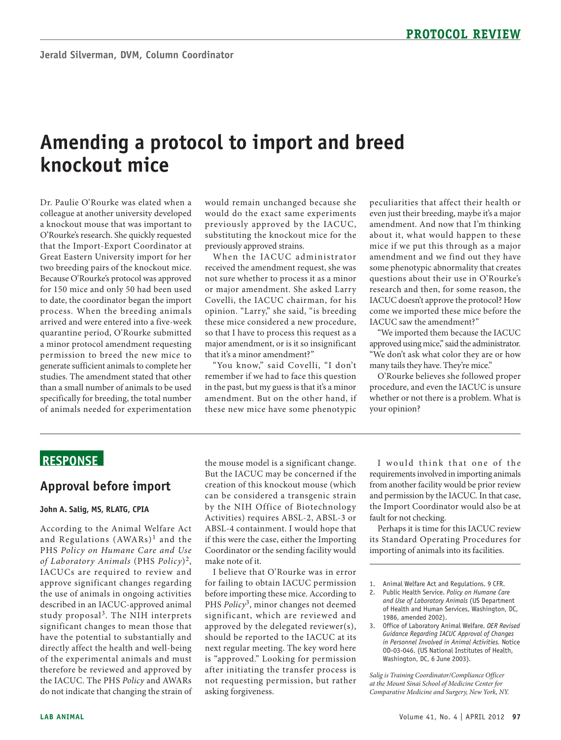# Amending a protocol to import and breed knockout mice

Jerald Silverman, DVM, Column Coordinator

Dr. Paulie O'Rourke was elated when a colleague at another university developed a knockout mouse that was important to O'Rourke's research. She quickly requested that the Import-Export Coordinator at Great Eastern University import for her two breeding pairs of the knockout mice. Because O'Rourke's protocol was approved for 150 mice and only 50 had been used to date, the coordinator began the import process. When the breeding animals arrived and were entered into a five-week quarantine period, O'Rourke submitted a minor protocol amendment requesting permission to breed the new mice to generate sufficient animals to complete her studies. The amendment stated that other than a small number of animals to be used specifically for breeding, the total number of animals needed for experimentation would remain unchanged because she would do the exact same experiments previously approved by the IACUC, substituting the knockout mice for the previously approved strains.

When the IACUC administrator received the amendment request, she was not sure whether to process it as a minor or major amendment. She asked Larry Covelli, the IACUC chairman, for his opinion. "Larry," she said, "is breeding these mice considered a new procedure, so that I have to process this request as a major amendment, or is it so insignificant that it's a minor amendment?"

"You know," said Covelli, "I don't remember if we had to face this question in the past, but my guess is that it's a minor amendment. But on the other hand, if these new mice have some phenotypic peculiarities that affect their health or even just their breeding, maybe it's a major amendment. And now that I'm thinking about it, what would happen to these mice if we put this through as a major amendment and we find out they have some phenotypic abnormality that creates questions about their use in O'Rourke's research and then, for some reason, the IACUC doesn't approve the protocol? How come we imported these mice before the IACUC saw the amendment?"

"We imported them because the IACUC approved using mice," said the administrator. "We don't ask what color they are or how many tails they have. They're mice."

O'Rourke believes she followed proper procedure, and even the IACUC is unsure whether or not there is a problem. What is your opinion?

## RESPONSE

### Approval before import

**John A. Salig, MS, RLATG, CPIA**

According to the Animal Welfare Act and Regulations (AWARs)[1] and the PHS *Policy on Humane Care and Use of Laboratory Animals* (PHS *Policy*)[2], IACUCs are required to review and approve significant changes regarding the use of animals in ongoing activities described in an IACUC-approved animal study proposal[3]. The NIH interprets significant changes to mean those that have the potential to substantially and directly affect the health and well-being of the experimental animals and must therefore be reviewed and approved by the IACUC. The PHS *Policy* and AWARs do not indicate that changing the strain of the mouse model is a significant change. But the IACUC may be concerned if the creation of this knockout mouse (which can be considered a transgenic strain by the NIH Office of Biotechnology Activities) requires ABSL-2, ABSL-3 or ABSL-4 containment. I would hope that if this were the case, either the Importing Coordinator or the sending facility would make note of it.

I believe that O'Rourke was in error for failing to obtain IACUC permission before importing these mice. According to PHS *Policy*[3], minor changes not deemed significant, which are reviewed and approved by the delegated reviewer(s), should be reported to the IACUC at its next regular meeting. The key word here is "approved." Looking for permission after initiating the transfer process is not requesting permission, but rather asking forgiveness.

I would think that one of the requirements involved in importing animals from another facility would be prior review and permission by the IACUC. In that case, the Import Coordinator would also be at fault for not checking.

Perhaps it is time for this IACUC review its Standard Operating Procedures for importing of animals into its facilities.

1. Animal Welfare Act and Regulations. 9 CFR.
2. Public Health Service. *Policy on Humane Care and Use of Laboratory Animals* (US Department of Health and Human Services, Washington, DC, 1986, amended 2002).
3. Office of Laboratory Animal Welfare. *OER Revised Guidance Regarding IACUC Approval of Changes in Personnel Involved in Animal Activities.* Notice OD-03-046. (US National Institutes of Health, Washington, DC, 6 June 2003).

*Salig is Training Coordinator/Compliance Officer at the Mount Sinai School of Medicine Center for Comparative Medicine and Surgery, New York, NY.*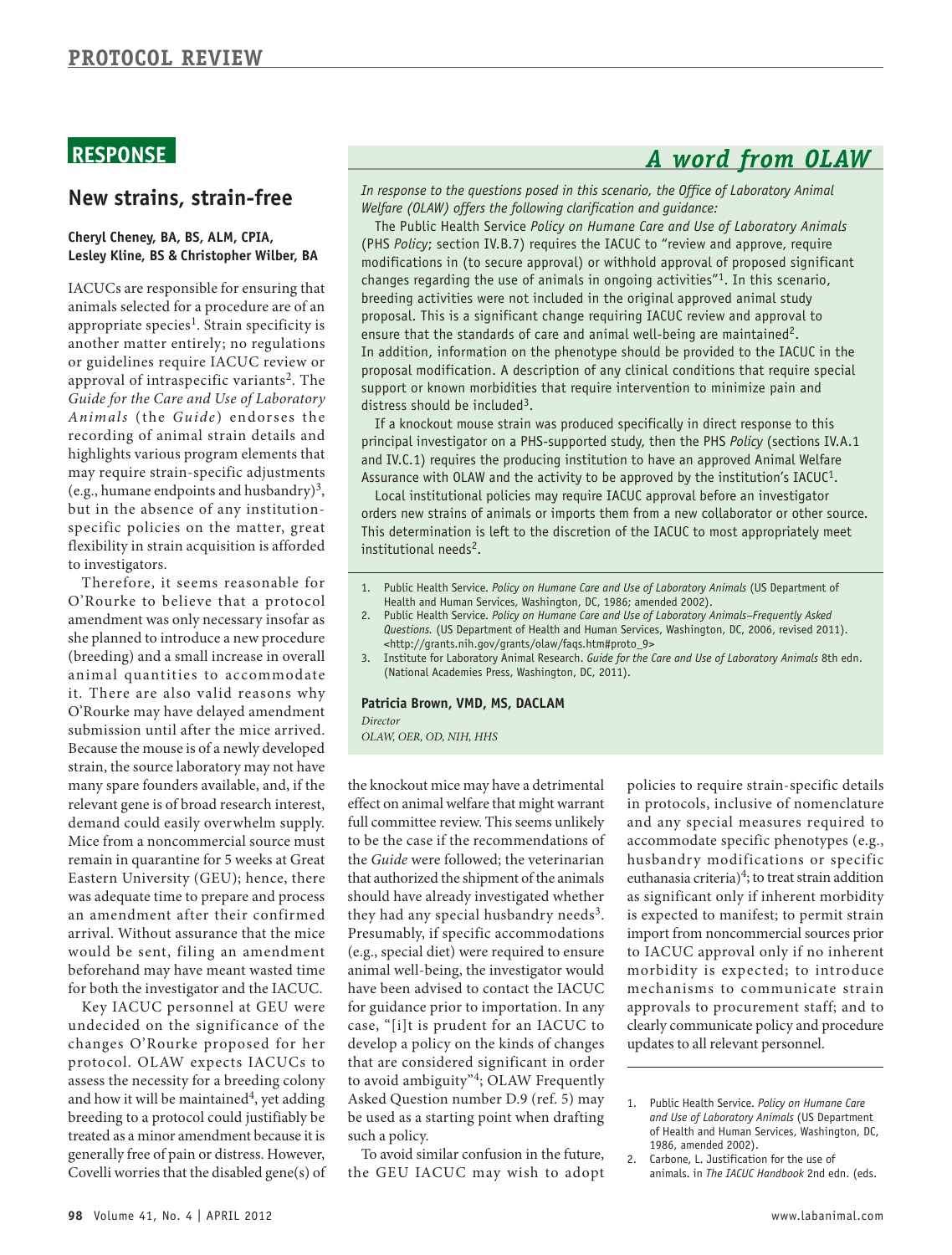## RESPONSE

## New strains, strain-free

**Cheryl Cheney, BA, BS, ALM, CPIA, Lesley Kline, BS & Christopher Wilber, BA**

IACUCs are responsible for ensuring that animals selected for a procedure are of an appropriate species[1]. Strain specificity is another matter entirely; no regulations or guidelines require IACUC review or approval of intraspecific variants[2]. The *Guide for the Care and Use of Laboratory Animals* (the *Guide*) endorses the recording of animal strain details and highlights various program elements that may require strain-specific adjustments (e.g., humane endpoints and husbandry)[3], but in the absence of any institution-specific policies on the matter, great flexibility in strain acquisition is afforded to investigators.

Therefore, it seems reasonable for O'Rourke to believe that a protocol amendment was only necessary insofar as she planned to introduce a new procedure (breeding) and a small increase in overall animal quantities to accommodate it. There are also valid reasons why O'Rourke may have delayed amendment submission until after the mice arrived. Because the mouse is of a newly developed strain, the source laboratory may not have many spare founders available, and, if the relevant gene is of broad research interest, demand could easily overwhelm supply. Mice from a noncommercial source must remain in quarantine for 5 weeks at Great Eastern University (GEU); hence, there was adequate time to prepare and process an amendment after their confirmed arrival. Without assurance that the mice would be sent, filing an amendment beforehand may have meant wasted time for both the investigator and the IACUC.

Key IACUC personnel at GEU were undecided on the significance of the changes O'Rourke proposed for her protocol. OLAW expects IACUCs to assess the necessity for a breeding colony and how it will be maintained[4], yet adding breeding to a protocol could justifiably be treated as a minor amendment because it is generally free of pain or distress. However, Covelli worries that the disabled gene(s) of the knockout mice may have a detrimental effect on animal welfare that might warrant full committee review. This seems unlikely to be the case if the recommendations of the *Guide* were followed; the veterinarian that authorized the shipment of the animals should have already investigated whether they had any special husbandry needs[3]. Presumably, if specific accommodations (e.g., special diet) were required to ensure animal well-being, the investigator would have been advised to contact the IACUC for guidance prior to importation. In any case, "[i]t is prudent for an IACUC to develop a policy on the kinds of changes that are considered significant in order to avoid ambiguity"[4]; OLAW Frequently Asked Question number D.9 (ref. 5) may be used as a starting point when drafting such a policy.

To avoid similar confusion in the future, the GEU IACUC may wish to adopt policies to require strain-specific details in protocols, inclusive of nomenclature and any special measures required to accommodate specific phenotypes (e.g., husbandry modifications or specific euthanasia criteria)[4]; to treat strain addition as significant only if inherent morbidity is expected to manifest; to permit strain import from noncommercial sources prior to IACUC approval only if no inherent morbidity is expected; to introduce mechanisms to communicate strain approvals to procurement staff; and to clearly communicate policy and procedure updates to all relevant personnel.

1. Public Health Service. *Policy on Humane Care and Use of Laboratory Animals* (US Department of Health and Human Services, Washington, DC, 1986, amended 2002).
2. Carbone, L. Justification for the use of animals. in *The IACUC Handbook* 2nd edn. (eds.

## *A word from OLAW*

*In response to the questions posed in this scenario, the Office of Laboratory Animal Welfare (OLAW) offers the following clarification and guidance:*

The Public Health Service *Policy on Humane Care and Use of Laboratory Animals* (PHS *Policy*; section IV.B.7) requires the IACUC to "review and approve, require modifications in (to secure approval) or withhold approval of proposed significant changes regarding the use of animals in ongoing activities"[1]. In this scenario, breeding activities were not included in the original approved animal study proposal. This is a significant change requiring IACUC review and approval to ensure that the standards of care and animal well-being are maintained[2]. In addition, information on the phenotype should be provided to the IACUC in the proposal modification. A description of any clinical conditions that require special support or known morbidities that require intervention to minimize pain and distress should be included[3].

If a knockout mouse strain was produced specifically in direct response to this principal investigator on a PHS-supported study, then the PHS *Policy* (sections IV.A.1 and IV.C.1) requires the producing institution to have an approved Animal Welfare Assurance with OLAW and the activity to be approved by the institution's IACUC[1].

Local institutional policies may require IACUC approval before an investigator orders new strains of animals or imports them from a new collaborator or other source. This determination is left to the discretion of the IACUC to most appropriately meet institutional needs[2].

1. Public Health Service. *Policy on Humane Care and Use of Laboratory Animals* (US Department of Health and Human Services, Washington, DC, 1986; amended 2002).
2. Public Health Service. *Policy on Humane Care and Use of Laboratory Animals–Frequently Asked Questions.* (US Department of Health and Human Services, Washington, DC, 2006, revised 2011). <http://grants.nih.gov/grants/olaw/faqs.htm#proto_9>
3. Institute for Laboratory Animal Research. *Guide for the Care and Use of Laboratory Animals* 8th edn. (National Academies Press, Washington, DC, 2011).

**Patricia Brown, VMD, MS, DACLAM**
*Director*
*OLAW, OER, OD, NIH, HHS*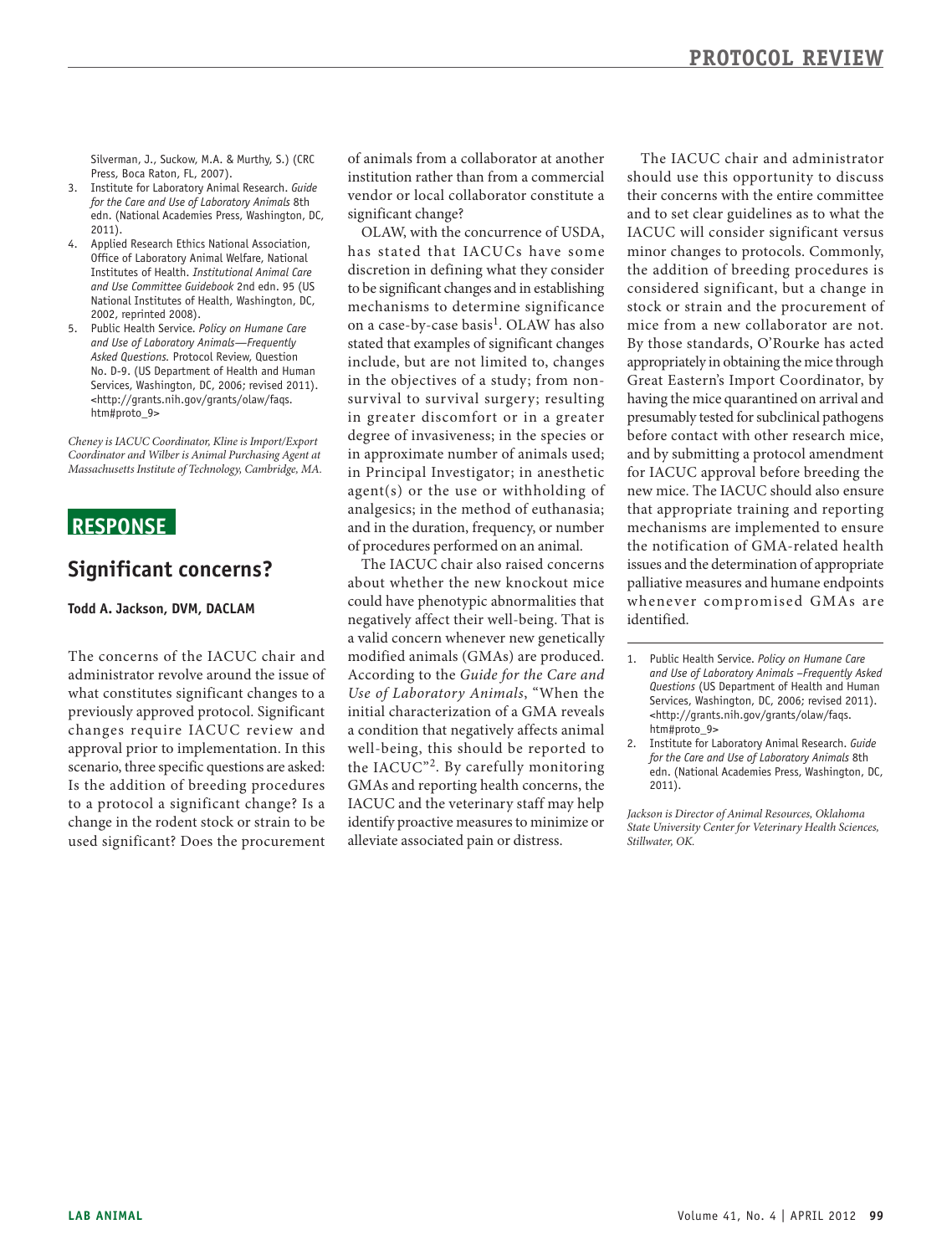Silverman, J., Suckow, M.A. & Murthy, S.) (CRC Press, Boca Raton, FL, 2007).

3. Institute for Laboratory Animal Research. *Guide for the Care and Use of Laboratory Animals* 8th edn. (National Academies Press, Washington, DC, 2011).
4. Applied Research Ethics National Association, Office of Laboratory Animal Welfare, National Institutes of Health. *Institutional Animal Care and Use Committee Guidebook* 2nd edn. 95 (US National Institutes of Health, Washington, DC, 2002, reprinted 2008).
5. Public Health Service. *Policy on Humane Care and Use of Laboratory Animals—Frequently Asked Questions.* Protocol Review, Question No. D-9. (US Department of Health and Human Services, Washington, DC, 2006; revised 2011). <http://grants.nih.gov/grants/olaw/faqs.htm#proto_9>

*Cheney is IACUC Coordinator, Kline is Import/Export Coordinator and Wilber is Animal Purchasing Agent at Massachusetts Institute of Technology, Cambridge, MA.*

## RESPONSE

## Significant concerns?

**Todd A. Jackson, DVM, DACLAM**

The concerns of the IACUC chair and administrator revolve around the issue of what constitutes significant changes to a previously approved protocol. Significant changes require IACUC review and approval prior to implementation. In this scenario, three specific questions are asked: Is the addition of breeding procedures to a protocol a significant change? Is a change in the rodent stock or strain to be used significant? Does the procurement of animals from a collaborator at another institution rather than from a commercial vendor or local collaborator constitute a significant change?

OLAW, with the concurrence of USDA, has stated that IACUCs have some discretion in defining what they consider to be significant changes and in establishing mechanisms to determine significance on a case-by-case basis[1]. OLAW has also stated that examples of significant changes include, but are not limited to, changes in the objectives of a study; from non-survival to survival surgery; resulting in greater discomfort or in a greater degree of invasiveness; in the species or in approximate number of animals used; in Principal Investigator; in anesthetic agent(s) or the use or withholding of analgesics; in the method of euthanasia; and in the duration, frequency, or number of procedures performed on an animal.

The IACUC chair also raised concerns about whether the new knockout mice could have phenotypic abnormalities that negatively affect their well-being. That is a valid concern whenever new genetically modified animals (GMAs) are produced. According to the *Guide for the Care and Use of Laboratory Animals*, "When the initial characterization of a GMA reveals a condition that negatively affects animal well-being, this should be reported to the IACUC"[2]. By carefully monitoring GMAs and reporting health concerns, the IACUC and the veterinary staff may help identify proactive measures to minimize or alleviate associated pain or distress.

The IACUC chair and administrator should use this opportunity to discuss their concerns with the entire committee and to set clear guidelines as to what the IACUC will consider significant versus minor changes to protocols. Commonly, the addition of breeding procedures is considered significant, but a change in stock or strain and the procurement of mice from a new collaborator are not. By those standards, O'Rourke has acted appropriately in obtaining the mice through Great Eastern's Import Coordinator, by having the mice quarantined on arrival and presumably tested for subclinical pathogens before contact with other research mice, and by submitting a protocol amendment for IACUC approval before breeding the new mice. The IACUC should also ensure that appropriate training and reporting mechanisms are implemented to ensure the notification of GMA-related health issues and the determination of appropriate palliative measures and humane endpoints whenever compromised GMAs are identified.

1. Public Health Service. *Policy on Humane Care and Use of Laboratory Animals –Frequently Asked Questions* (US Department of Health and Human Services, Washington, DC, 2006; revised 2011). <http://grants.nih.gov/grants/olaw/faqs.htm#proto_9>
2. Institute for Laboratory Animal Research. *Guide for the Care and Use of Laboratory Animals* 8th edn. (National Academies Press, Washington, DC, 2011).

*Jackson is Director of Animal Resources, Oklahoma State University Center for Veterinary Health Sciences, Stillwater, OK.*